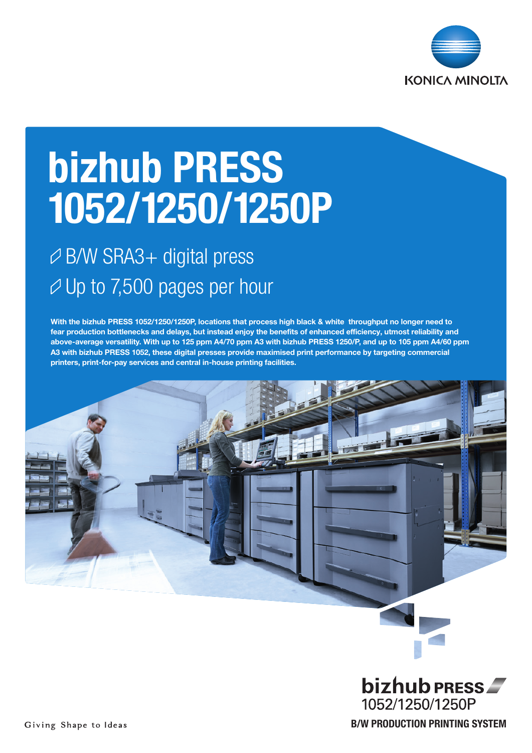KONICA MINOLTA

# bizhub PRESS 1052/1250/1250P

- B/W SRA3+ digital press
- Up to 7,500 pages per hour

**With the bizhub PRESS 1052/1250/1250P, locations that process high black & white throughput no longer need to fear production bottlenecks and delays, but instead enjoy the benefits of enhanced efficiency, utmost reliability and above-average versatility. With up to 125 ppm A4/70 ppm A3 with bizhub PRESS 1250/P, and up to 105 ppm A4/60 ppm A3 with bizhub PRESS 1052, these digital presses provide maximised print performance by targeting commercial printers, print-for-pay services and central in-house printing facilities.**

bizhub PRESS
1052/1250/1250P

**B/W PRODUCTION PRINTING SYSTEM**

Giving Shape to Ideas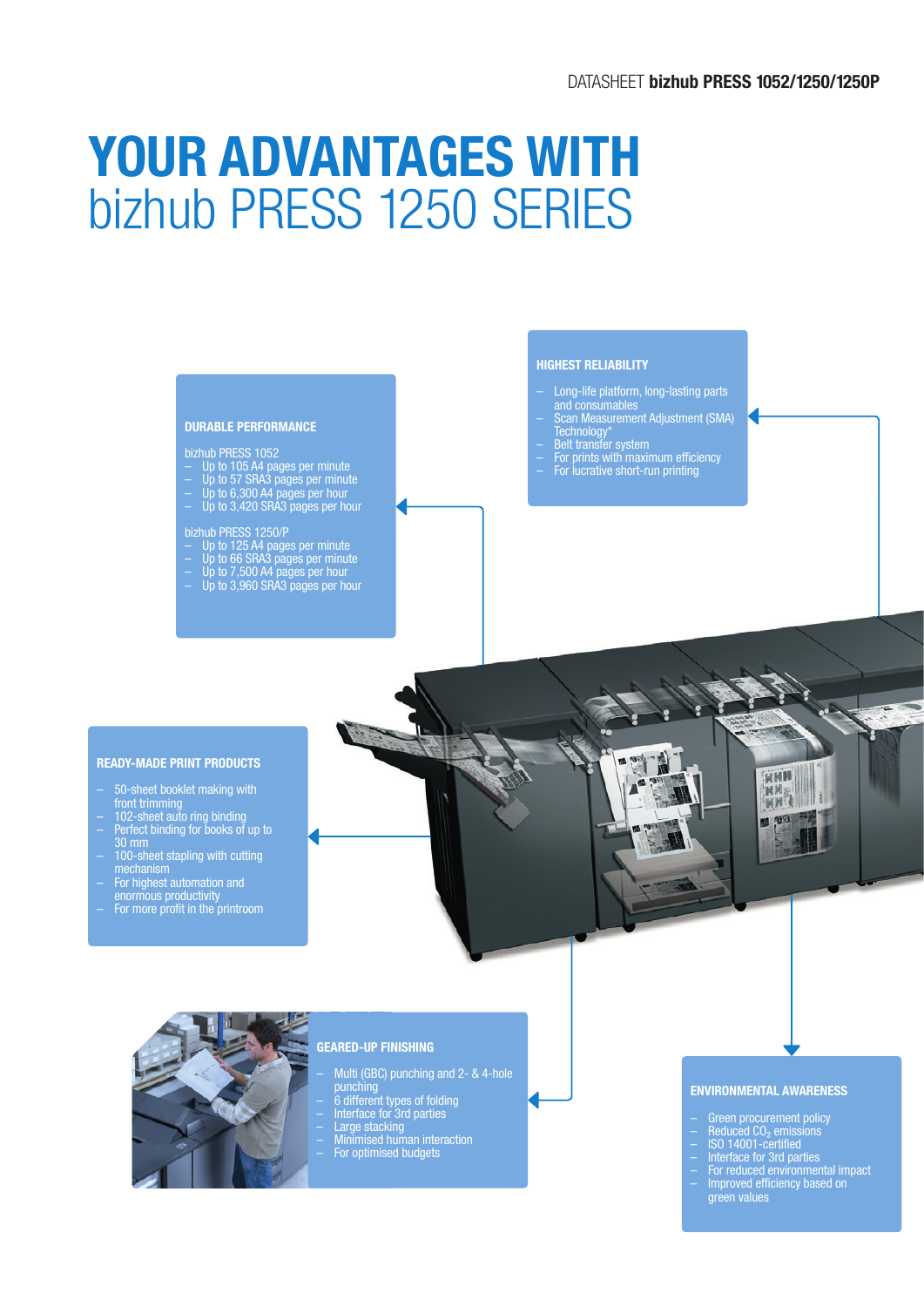# YOUR ADVANTAGES WITH bizhub PRESS 1250 SERIES

### DURABLE PERFORMANCE

bizhub PRESS 1052
- Up to 105 A4 pages per minute
- Up to 57 SRA3 pages per minute
- Up to 6,300 A4 pages per hour
- Up to 3,420 SRA3 pages per hour

bizhub PRESS 1250/P
- Up to 125 A4 pages per minute
- Up to 66 SRA3 pages per minute
- Up to 7,500 A4 pages per hour
- Up to 3,960 SRA3 pages per hour

### HIGHEST RELIABILITY

- Long-life platform, long-lasting parts and consumables
- Scan Measurement Adjustment (SMA) Technology*
- Belt transfer system
- For prints with maximum efficiency
- For lucrative short-run printing

### READY-MADE PRINT PRODUCTS

- 50-sheet booklet making with front trimming
- 102-sheet auto ring binding
- Perfect binding for books of up to 30 mm
- 100-sheet stapling with cutting mechanism
- For highest automation and enormous productivity
- For more profit in the printroom

### GEARED-UP FINISHING

- Multi (GBC) punching and 2- & 4-hole punching
- 6 different types of folding
- Interface for 3rd parties
- Large stacking
- Minimised human interaction
- For optimised budgets

### ENVIRONMENTAL AWARENESS

- Green procurement policy
- Reduced $CO_2$ emissions
- ISO 14001-certified
- Interface for 3rd parties
- For reduced environmental impact
- Improved efficiency based on green values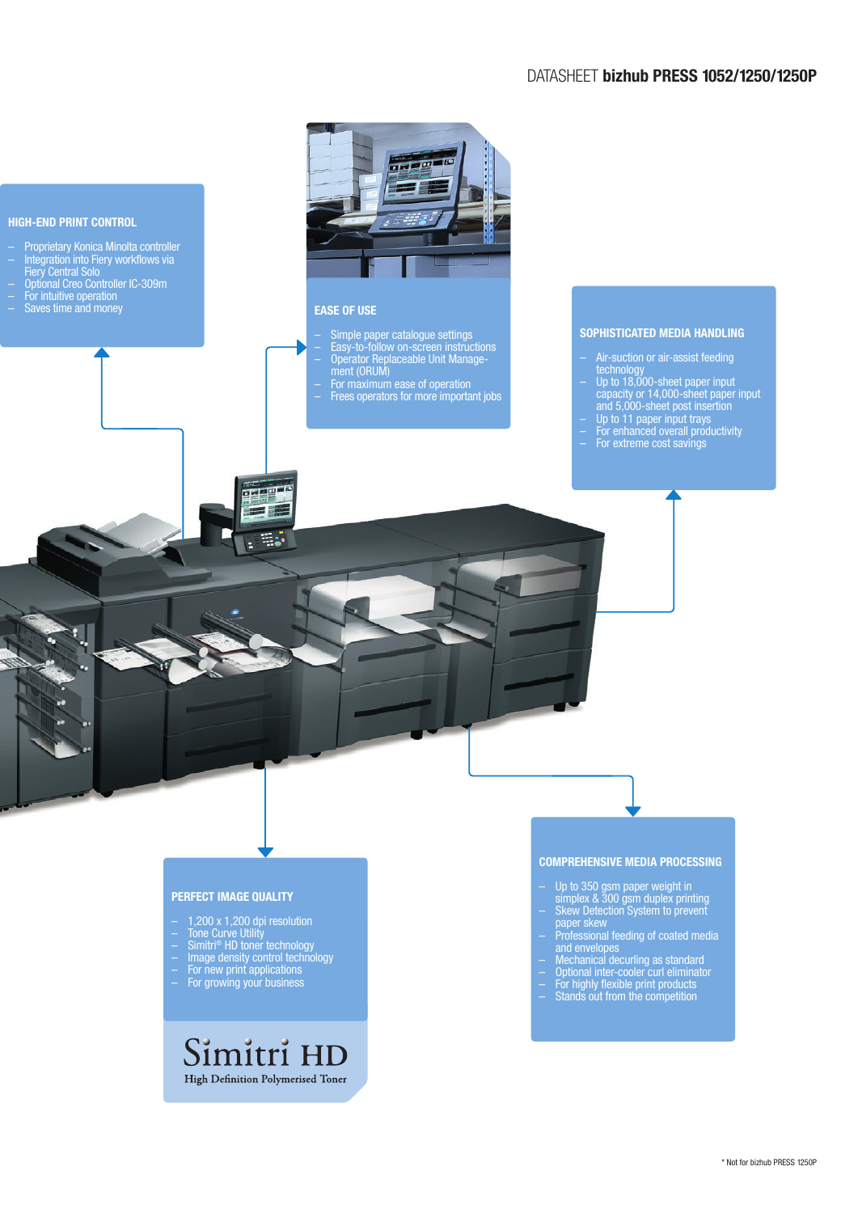## HIGH-END PRINT CONTROL

- Proprietary Konica Minolta controller
- Integration into Fiery workflows via Fiery Central Solo
- Optional Creo Controller IC-309m
- For intuitive operation
- Saves time and money

## EASE OF USE

- Simple paper catalogue settings
- Easy-to-follow on-screen instructions
- Operator Replaceable Unit Management (ORUM)
- For maximum ease of operation
- Frees operators for more important jobs

## SOPHISTICATED MEDIA HANDLING

- Air-suction or air-assist feeding technology
- Up to 18,000-sheet paper input capacity or 14,000-sheet paper input and 5,000-sheet post insertion
- Up to 11 paper input trays
- For enhanced overall productivity
- For extreme cost savings

## PERFECT IMAGE QUALITY

- 1,200 x 1,200 dpi resolution
- Tone Curve Utility
- Simitri® HD toner technology
- Image density control technology
- For new print applications
- For growing your business

Simitri HD
High Definition Polymerised Toner

## COMPREHENSIVE MEDIA PROCESSING

- Up to 350 gsm paper weight in simplex & 300 gsm duplex printing
- Skew Detection System to prevent paper skew
- Professional feeding of coated media and envelopes
- Mechanical decurling as standard
- Optional inter-cooler curl eliminator
- For highly flexible print products
- Stands out from the competition

\* Not for bizhub PRESS 1250P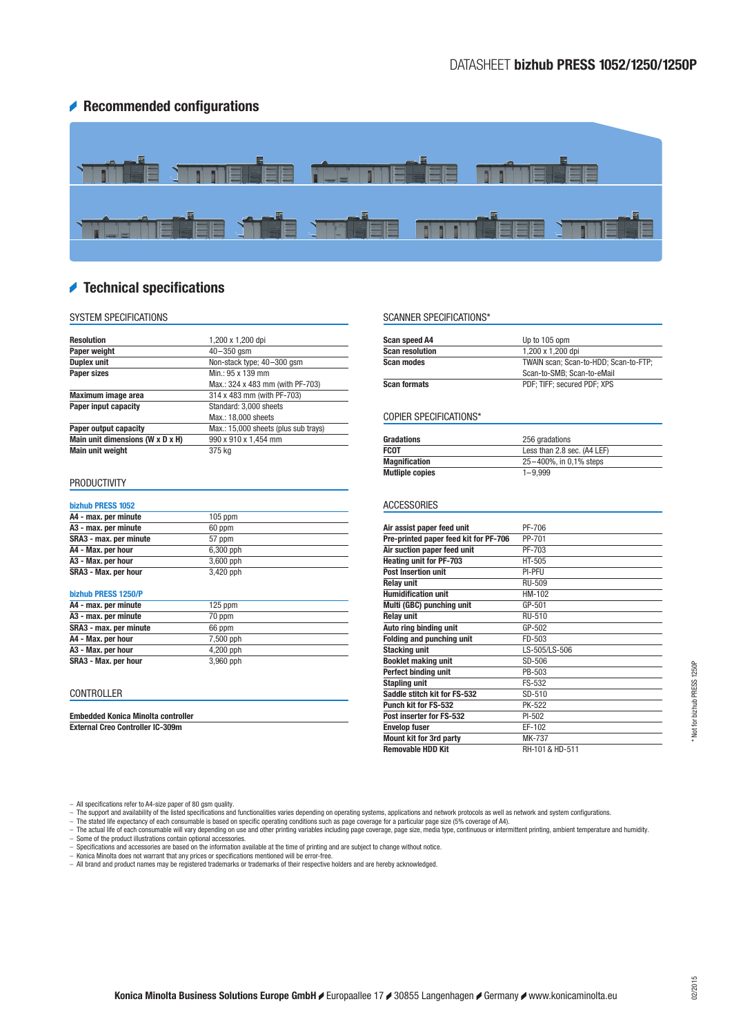DATASHEET **bizhub PRESS 1052/1250/1250P**

## Recommended configurations

## Technical specifications

### SYSTEM SPECIFICATIONS

| | |
|---|---|
| **Resolution** | 1,200 x 1,200 dpi |
| **Paper weight** | 40–350 gsm |
| **Duplex unit** | Non-stack type; 40–300 gsm |
| **Paper sizes** | Min.: 95 x 139 mm<br>Max.: 324 x 483 mm (with PF-703) |
| **Maximum image area** | 314 x 483 mm (with PF-703) |
| **Paper input capacity** | Standard: 3,000 sheets<br>Max.: 18,000 sheets |
| **Paper output capacity** | Max.: 15,000 sheets (plus sub trays) |
| **Main unit dimensions (W x D x H)** | 990 x 910 x 1,454 mm |
| **Main unit weight** | 375 kg |

### PRODUCTIVITY

**bizhub PRESS 1052**

| | |
|---|---|
| **A4 - max. per minute** | 105 ppm |
| **A3 - max. per minute** | 60 ppm |
| **SRA3 - max. per minute** | 57 ppm |
| **A4 - Max. per hour** | 6,300 pph |
| **A3 - Max. per hour** | 3,600 pph |
| **SRA3 - Max. per hour** | 3,420 pph |

**bizhub PRESS 1250/P**

| | |
|---|---|
| **A4 - max. per minute** | 125 ppm |
| **A3 - max. per minute** | 70 ppm |
| **SRA3 - max. per minute** | 66 ppm |
| **A4 - Max. per hour** | 7,500 pph |
| **A3 - Max. per hour** | 4,200 pph |
| **SRA3 - Max. per hour** | 3,960 pph |

### CONTROLLER

**Embedded Konica Minolta controller**
**External Creo Controller IC-309m**

### SCANNER SPECIFICATIONS*

| | |
|---|---|
| **Scan speed A4** | Up to 105 opm |
| **Scan resolution** | 1,200 x 1,200 dpi |
| **Scan modes** | TWAIN scan; Scan-to-HDD; Scan-to-FTP; Scan-to-SMB; Scan-to-eMail |
| **Scan formats** | PDF; TIFF; secured PDF; XPS |

### COPIER SPECIFICATIONS*

| | |
|---|---|
| **Gradations** | 256 gradations |
| **FCOT** | Less than 2.8 sec. (A4 LEF) |
| **Magnification** | 25–400%, in 0,1% steps |
| **Mutliple copies** | 1–9,999 |

### ACCESSORIES

| | |
|---|---|
| **Air assist paper feed unit** | PF-706 |
| **Pre-printed paper feed kit for PF-706** | PP-701 |
| **Air suction paper feed unit** | PF-703 |
| **Heating unit for PF-703** | HT-505 |
| **Post Insertion unit** | PI-PFU |
| **Relay unit** | RU-509 |
| **Humidification unit** | HM-102 |
| **Multi (GBC) punching unit** | GP-501 |
| **Relay unit** | RU-510 |
| **Auto ring binding unit** | GP-502 |
| **Folding and punching unit** | FD-503 |
| **Stacking unit** | LS-505/LS-506 |
| **Booklet making unit** | SD-506 |
| **Perfect binding unit** | PB-503 |
| **Stapling unit** | FS-532 |
| **Saddle stitch kit for FS-532** | SD-510 |
| **Punch kit for FS-532** | PK-522 |
| **Post inserter for FS-532** | PI-502 |
| **Envelop fuser** | EF-102 |
| **Mount kit for 3rd party** | MK-737 |
| **Removable HDD Kit** | RH-101 & HD-511 |

\* Not for bizhub PRESS 1250P

- All specifications refer to A4-size paper of 80 gsm quality.
- The support and availability of the listed specifications and functionalities varies depending on operating systems, applications and network protocols as well as network and system configurations.
- The stated life expectancy of each consumable is based on specific operating conditions such as page coverage for a particular page size (5% coverage of A4).
- The actual life of each consumable will vary depending on use and other printing variables including page coverage, page size, media type, continuous or intermittent printing, ambient temperature and humidity.
- Some of the product illustrations contain optional accessories.
- Specifications and accessories are based on the information available at the time of printing and are subject to change without notice.
- Konica Minolta does not warrant that any prices or specifications mentioned will be error-free.
- All brand and product names may be registered trademarks or trademarks of their respective holders and are hereby acknowledged.

**Konica Minolta Business Solutions Europe GmbH** Europaallee 17 30855 Langenhagen Germany www.konicaminolta.eu

02/2015